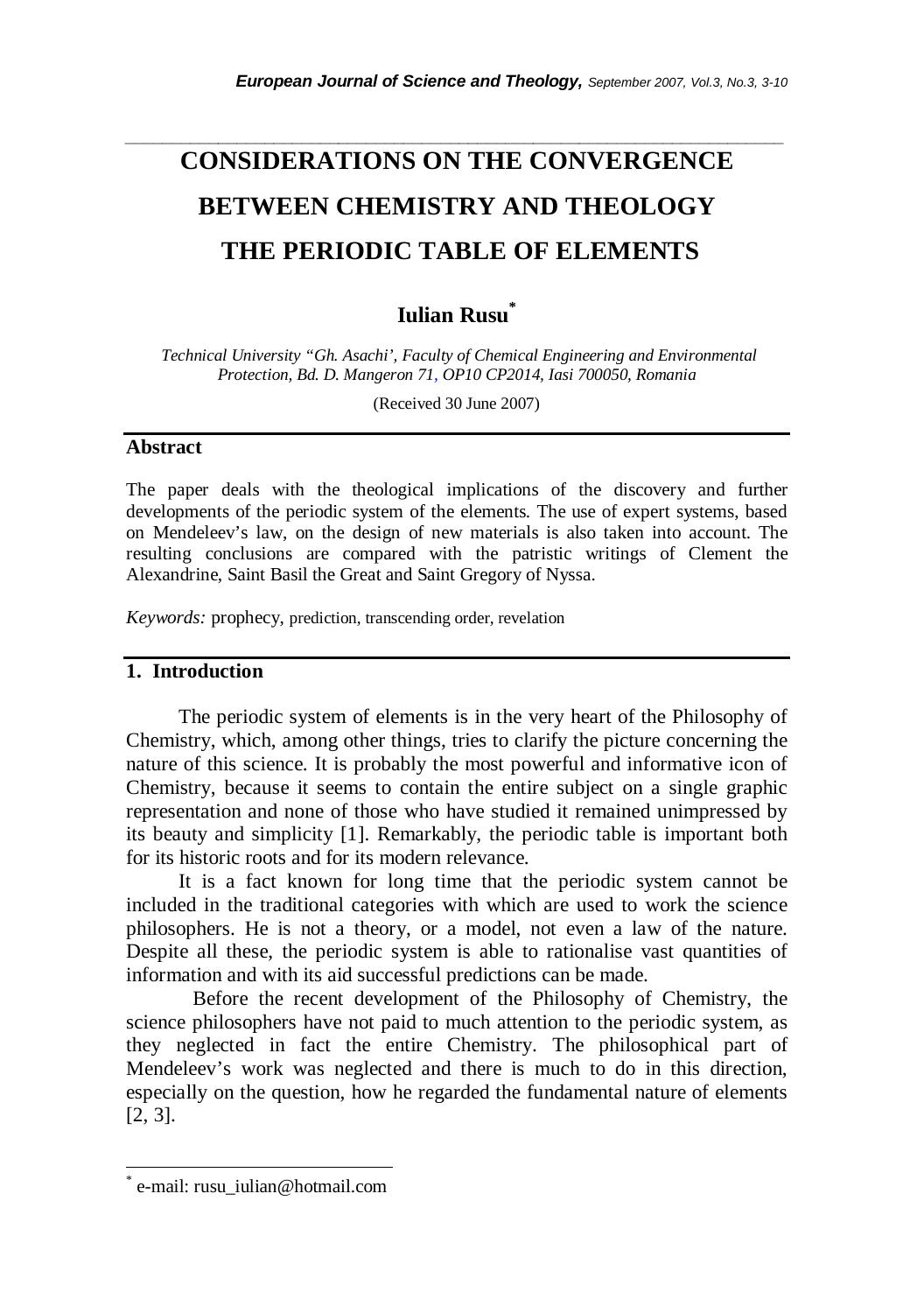# CONSIDERATIONS ON THE CONVERGENCE BETWEEN CHEMISTRY AND THEOLOGY THE PERIODIC TABLE OF ELEMENTS

**Iulian Rusu***

*Technical University "Gh. Asachi', Faculty of Chemical Engineering and Environmental Protection, Bd. D. Mangeron 71, OP10 CP2014, Iasi 700050, Romania*

(Received 30 June 2007)

## Abstract

The paper deals with the theological implications of the discovery and further developments of the periodic system of the elements. The use of expert systems, based on Mendeleev's law, on the design of new materials is also taken into account. The resulting conclusions are compared with the patristic writings of Clement the Alexandrine, Saint Basil the Great and Saint Gregory of Nyssa.

*Keywords:* prophecy, prediction, transcending order, revelation

## 1. Introduction

The periodic system of elements is in the very heart of the Philosophy of Chemistry, which, among other things, tries to clarify the picture concerning the nature of this science. It is probably the most powerful and informative icon of Chemistry, because it seems to contain the entire subject on a single graphic representation and none of those who have studied it remained unimpressed by its beauty and simplicity [1]. Remarkably, the periodic table is important both for its historic roots and for its modern relevance.

It is a fact known for long time that the periodic system cannot be included in the traditional categories with which are used to work the science philosophers. He is not a theory, or a model, not even a law of the nature. Despite all these, the periodic system is able to rationalise vast quantities of information and with its aid successful predictions can be made.

Before the recent development of the Philosophy of Chemistry, the science philosophers have not paid to much attention to the periodic system, as they neglected in fact the entire Chemistry. The philosophical part of Mendeleev's work was neglected and there is much to do in this direction, especially on the question, how he regarded the fundamental nature of elements [2, 3].

---

* e-mail: rusu_iulian@hotmail.com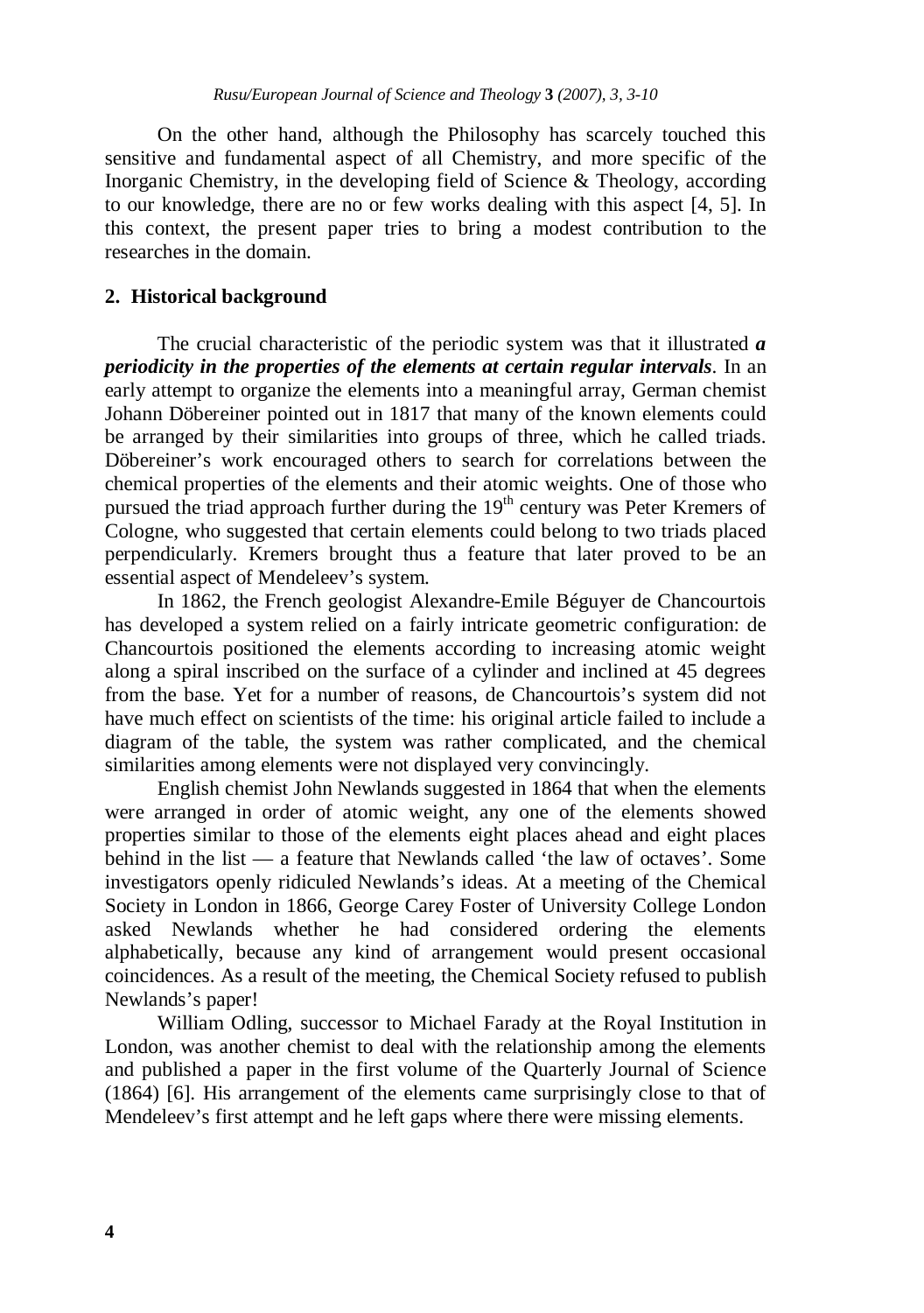On the other hand, although the Philosophy has scarcely touched this sensitive and fundamental aspect of all Chemistry, and more specific of the Inorganic Chemistry, in the developing field of Science & Theology, according to our knowledge, there are no or few works dealing with this aspect [4, 5]. In this context, the present paper tries to bring a modest contribution to the researches in the domain.

## 2. Historical background

The crucial characteristic of the periodic system was that it illustrated ***a periodicity in the properties of the elements at certain regular intervals***. In an early attempt to organize the elements into a meaningful array, German chemist Johann Döbereiner pointed out in 1817 that many of the known elements could be arranged by their similarities into groups of three, which he called triads. Döbereiner's work encouraged others to search for correlations between the chemical properties of the elements and their atomic weights. One of those who pursued the triad approach further during the 19th century was Peter Kremers of Cologne, who suggested that certain elements could belong to two triads placed perpendicularly. Kremers brought thus a feature that later proved to be an essential aspect of Mendeleev's system.

In 1862, the French geologist Alexandre-Emile Béguyer de Chancourtois has developed a system relied on a fairly intricate geometric configuration: de Chancourtois positioned the elements according to increasing atomic weight along a spiral inscribed on the surface of a cylinder and inclined at 45 degrees from the base. Yet for a number of reasons, de Chancourtois's system did not have much effect on scientists of the time: his original article failed to include a diagram of the table, the system was rather complicated, and the chemical similarities among elements were not displayed very convincingly.

English chemist John Newlands suggested in 1864 that when the elements were arranged in order of atomic weight, any one of the elements showed properties similar to those of the elements eight places ahead and eight places behind in the list — a feature that Newlands called 'the law of octaves'. Some investigators openly ridiculed Newlands's ideas. At a meeting of the Chemical Society in London in 1866, George Carey Foster of University College London asked Newlands whether he had considered ordering the elements alphabetically, because any kind of arrangement would present occasional coincidences. As a result of the meeting, the Chemical Society refused to publish Newlands's paper!

William Odling, successor to Michael Farady at the Royal Institution in London, was another chemist to deal with the relationship among the elements and published a paper in the first volume of the Quarterly Journal of Science (1864) [6]. His arrangement of the elements came surprisingly close to that of Mendeleev's first attempt and he left gaps where there were missing elements.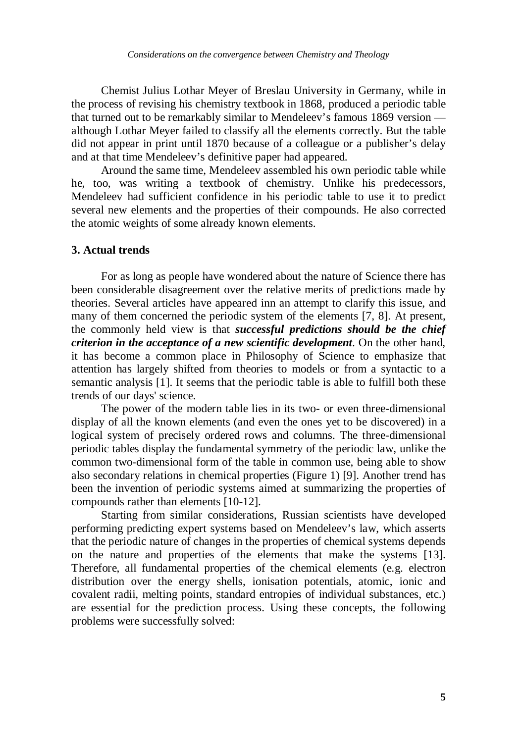Chemist Julius Lothar Meyer of Breslau University in Germany, while in the process of revising his chemistry textbook in 1868, produced a periodic table that turned out to be remarkably similar to Mendeleev's famous 1869 version — although Lothar Meyer failed to classify all the elements correctly. But the table did not appear in print until 1870 because of a colleague or a publisher's delay and at that time Mendeleev's definitive paper had appeared.

Around the same time, Mendeleev assembled his own periodic table while he, too, was writing a textbook of chemistry. Unlike his predecessors, Mendeleev had sufficient confidence in his periodic table to use it to predict several new elements and the properties of their compounds. He also corrected the atomic weights of some already known elements.

## 3. Actual trends

For as long as people have wondered about the nature of Science there has been considerable disagreement over the relative merits of predictions made by theories. Several articles have appeared inn an attempt to clarify this issue, and many of them concerned the periodic system of the elements [7, 8]. At present, the commonly held view is that ***successful predictions should be the chief criterion in the acceptance of a new scientific development***. On the other hand, it has become a common place in Philosophy of Science to emphasize that attention has largely shifted from theories to models or from a syntactic to a semantic analysis [1]. It seems that the periodic table is able to fulfill both these trends of our days' science.

The power of the modern table lies in its two- or even three-dimensional display of all the known elements (and even the ones yet to be discovered) in a logical system of precisely ordered rows and columns. The three-dimensional periodic tables display the fundamental symmetry of the periodic law, unlike the common two-dimensional form of the table in common use, being able to show also secondary relations in chemical properties (Figure 1) [9]. Another trend has been the invention of periodic systems aimed at summarizing the properties of compounds rather than elements [10-12].

Starting from similar considerations, Russian scientists have developed performing predicting expert systems based on Mendeleev's law, which asserts that the periodic nature of changes in the properties of chemical systems depends on the nature and properties of the elements that make the systems [13]. Therefore, all fundamental properties of the chemical elements (e.g. electron distribution over the energy shells, ionisation potentials, atomic, ionic and covalent radii, melting points, standard entropies of individual substances, etc.) are essential for the prediction process. Using these concepts, the following problems were successfully solved: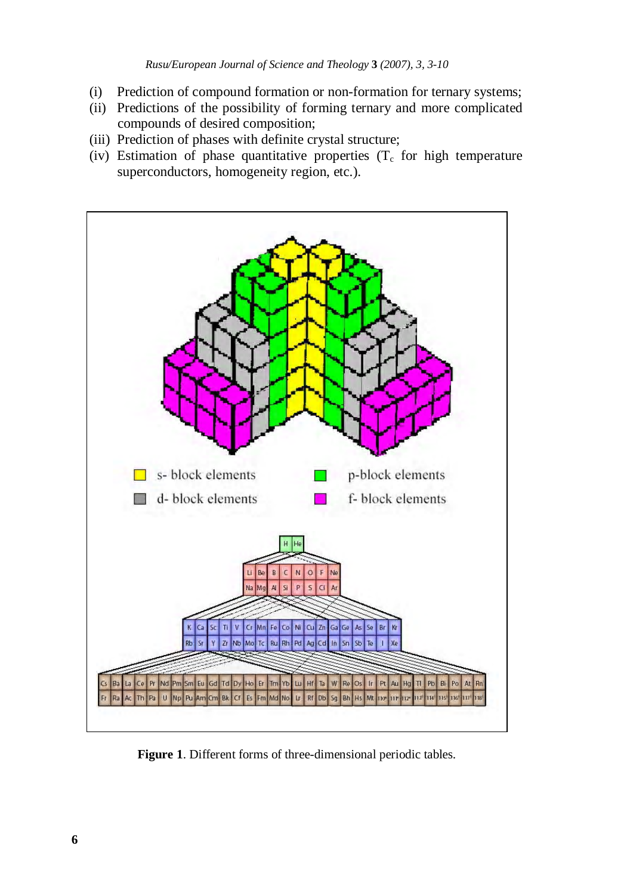(i) Prediction of compound formation or non-formation for ternary systems;
(ii) Predictions of the possibility of forming ternary and more complicated compounds of desired composition;
(iii) Prediction of phases with definite crystal structure;
(iv) Estimation of phase quantitative properties ($T_c$ for high temperature superconductors, homogeneity region, etc.).

**Figure 1**. Different forms of three-dimensional periodic tables.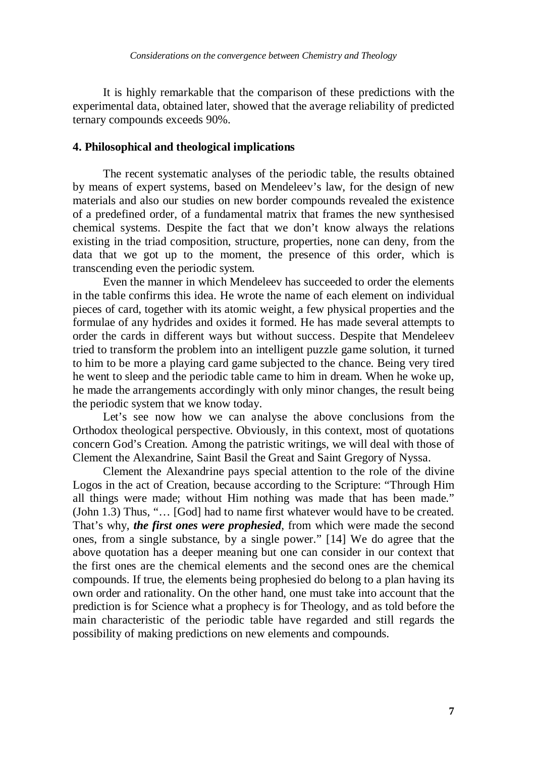It is highly remarkable that the comparison of these predictions with the experimental data, obtained later, showed that the average reliability of predicted ternary compounds exceeds 90%.

## 4. Philosophical and theological implications

The recent systematic analyses of the periodic table, the results obtained by means of expert systems, based on Mendeleev's law, for the design of new materials and also our studies on new border compounds revealed the existence of a predefined order, of a fundamental matrix that frames the new synthesised chemical systems. Despite the fact that we don't know always the relations existing in the triad composition, structure, properties, none can deny, from the data that we got up to the moment, the presence of this order, which is transcending even the periodic system.

Even the manner in which Mendeleev has succeeded to order the elements in the table confirms this idea. He wrote the name of each element on individual pieces of card, together with its atomic weight, a few physical properties and the formulae of any hydrides and oxides it formed. He has made several attempts to order the cards in different ways but without success. Despite that Mendeleev tried to transform the problem into an intelligent puzzle game solution, it turned to him to be more a playing card game subjected to the chance. Being very tired he went to sleep and the periodic table came to him in dream. When he woke up, he made the arrangements accordingly with only minor changes, the result being the periodic system that we know today.

Let's see now how we can analyse the above conclusions from the Orthodox theological perspective. Obviously, in this context, most of quotations concern God's Creation. Among the patristic writings, we will deal with those of Clement the Alexandrine, Saint Basil the Great and Saint Gregory of Nyssa.

Clement the Alexandrine pays special attention to the role of the divine Logos in the act of Creation, because according to the Scripture: "Through Him all things were made; without Him nothing was made that has been made." (John 1.3) Thus, "… [God] had to name first whatever would have to be created. That's why, ***the first ones were prophesied***, from which were made the second ones, from a single substance, by a single power." [14] We do agree that the above quotation has a deeper meaning but one can consider in our context that the first ones are the chemical elements and the second ones are the chemical compounds. If true, the elements being prophesied do belong to a plan having its own order and rationality. On the other hand, one must take into account that the prediction is for Science what a prophecy is for Theology, and as told before the main characteristic of the periodic table have regarded and still regards the possibility of making predictions on new elements and compounds.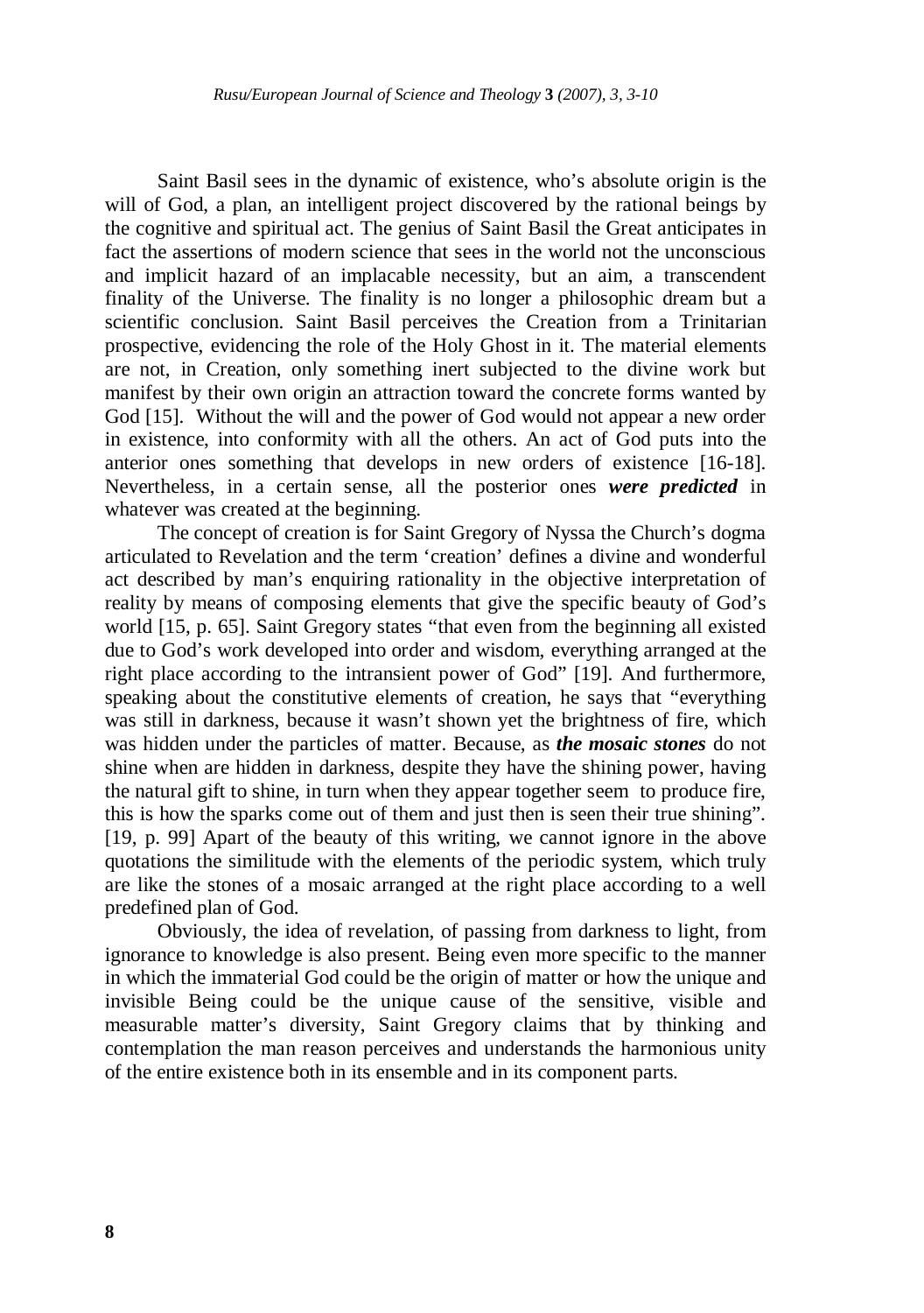Saint Basil sees in the dynamic of existence, who's absolute origin is the will of God, a plan, an intelligent project discovered by the rational beings by the cognitive and spiritual act. The genius of Saint Basil the Great anticipates in fact the assertions of modern science that sees in the world not the unconscious and implicit hazard of an implacable necessity, but an aim, a transcendent finality of the Universe. The finality is no longer a philosophic dream but a scientific conclusion. Saint Basil perceives the Creation from a Trinitarian prospective, evidencing the role of the Holy Ghost in it. The material elements are not, in Creation, only something inert subjected to the divine work but manifest by their own origin an attraction toward the concrete forms wanted by God [15]. Without the will and the power of God would not appear a new order in existence, into conformity with all the others. An act of God puts into the anterior ones something that develops in new orders of existence [16-18]. Nevertheless, in a certain sense, all the posterior ones ***were predicted*** in whatever was created at the beginning.

The concept of creation is for Saint Gregory of Nyssa the Church's dogma articulated to Revelation and the term 'creation' defines a divine and wonderful act described by man's enquiring rationality in the objective interpretation of reality by means of composing elements that give the specific beauty of God's world [15, p. 65]. Saint Gregory states "that even from the beginning all existed due to God's work developed into order and wisdom, everything arranged at the right place according to the intransient power of God" [19]. And furthermore, speaking about the constitutive elements of creation, he says that "everything was still in darkness, because it wasn't shown yet the brightness of fire, which was hidden under the particles of matter. Because, as ***the mosaic stones*** do not shine when are hidden in darkness, despite they have the shining power, having the natural gift to shine, in turn when they appear together seem to produce fire, this is how the sparks come out of them and just then is seen their true shining". [19, p. 99] Apart of the beauty of this writing, we cannot ignore in the above quotations the similitude with the elements of the periodic system, which truly are like the stones of a mosaic arranged at the right place according to a well predefined plan of God.

Obviously, the idea of revelation, of passing from darkness to light, from ignorance to knowledge is also present. Being even more specific to the manner in which the immaterial God could be the origin of matter or how the unique and invisible Being could be the unique cause of the sensitive, visible and measurable matter's diversity, Saint Gregory claims that by thinking and contemplation the man reason perceives and understands the harmonious unity of the entire existence both in its ensemble and in its component parts.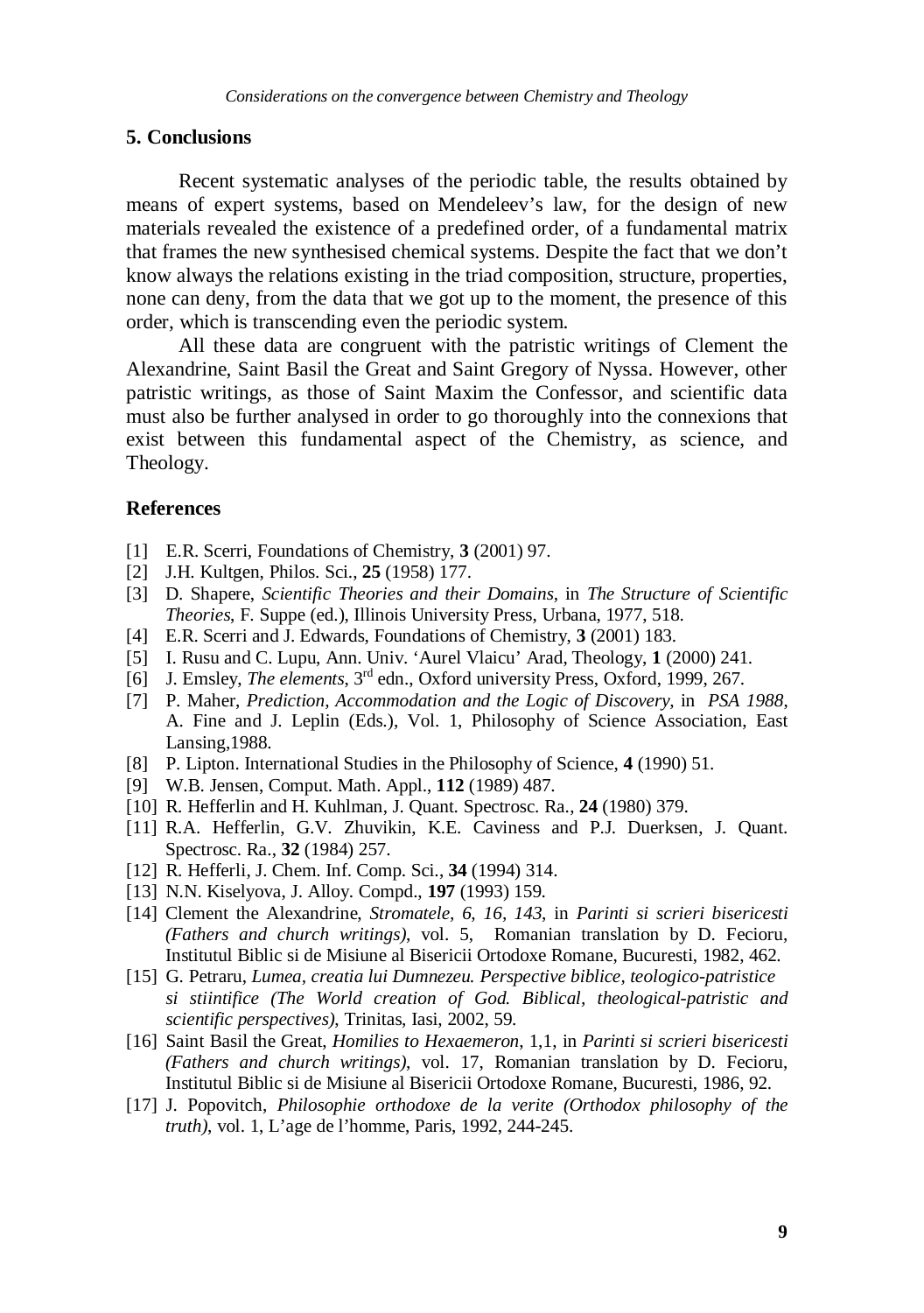## 5. Conclusions

Recent systematic analyses of the periodic table, the results obtained by means of expert systems, based on Mendeleev's law, for the design of new materials revealed the existence of a predefined order, of a fundamental matrix that frames the new synthesised chemical systems. Despite the fact that we don't know always the relations existing in the triad composition, structure, properties, none can deny, from the data that we got up to the moment, the presence of this order, which is transcending even the periodic system.

All these data are congruent with the patristic writings of Clement the Alexandrine, Saint Basil the Great and Saint Gregory of Nyssa. However, other patristic writings, as those of Saint Maxim the Confessor, and scientific data must also be further analysed in order to go thoroughly into the connexions that exist between this fundamental aspect of the Chemistry, as science, and Theology.

## References

[1] E.R. Scerri, Foundations of Chemistry, **3** (2001) 97.

[2] J.H. Kultgen, Philos. Sci., **25** (1958) 177.

[3] D. Shapere, *Scientific Theories and their Domains*, in *The Structure of Scientific Theories*, F. Suppe (ed.), Illinois University Press, Urbana, 1977, 518.

[4] E.R. Scerri and J. Edwards, Foundations of Chemistry, **3** (2001) 183.

[5] I. Rusu and C. Lupu, Ann. Univ. 'Aurel Vlaicu' Arad, Theology, **1** (2000) 241.

[6] J. Emsley, *The elements*, 3rd edn., Oxford university Press, Oxford, 1999, 267.

[7] P. Maher, *Prediction, Accommodation and the Logic of Discovery*, in *PSA 1988*, A. Fine and J. Leplin (Eds.), Vol. 1, Philosophy of Science Association, East Lansing,1988.

[8] P. Lipton. International Studies in the Philosophy of Science, **4** (1990) 51.

[9] W.B. Jensen, Comput. Math. Appl., **112** (1989) 487.

[10] R. Hefferlin and H. Kuhlman, J. Quant. Spectrosc. Ra., **24** (1980) 379.

[11] R.A. Hefferlin, G.V. Zhuvikin, K.E. Caviness and P.J. Duerksen, J. Quant. Spectrosc. Ra., **32** (1984) 257.

[12] R. Hefferli, J. Chem. Inf. Comp. Sci., **34** (1994) 314.

[13] N.N. Kiselyova, J. Alloy. Compd., **197** (1993) 159.

[14] Clement the Alexandrine, *Stromatele, 6, 16, 143*, in *Parinti si scrieri bisericesti (Fathers and church writings)*, vol. 5, Romanian translation by D. Fecioru, Institutul Biblic si de Misiune al Bisericii Ortodoxe Romane, Bucuresti, 1982, 462.

[15] G. Petraru, *Lumea, creatia lui Dumnezeu. Perspective biblice, teologico-patristice si stiintifice (The World creation of God. Biblical, theological-patristic and scientific perspectives)*, Trinitas, Iasi, 2002, 59.

[16] Saint Basil the Great, *Homilies to Hexaemeron*, 1,1, in *Parinti si scrieri bisericesti (Fathers and church writings)*, vol. 17, Romanian translation by D. Fecioru, Institutul Biblic si de Misiune al Bisericii Ortodoxe Romane, Bucuresti, 1986, 92.

[17] J. Popovitch, *Philosophie orthodoxe de la verite (Orthodox philosophy of the truth)*, vol. 1, L'age de l'homme, Paris, 1992, 244-245.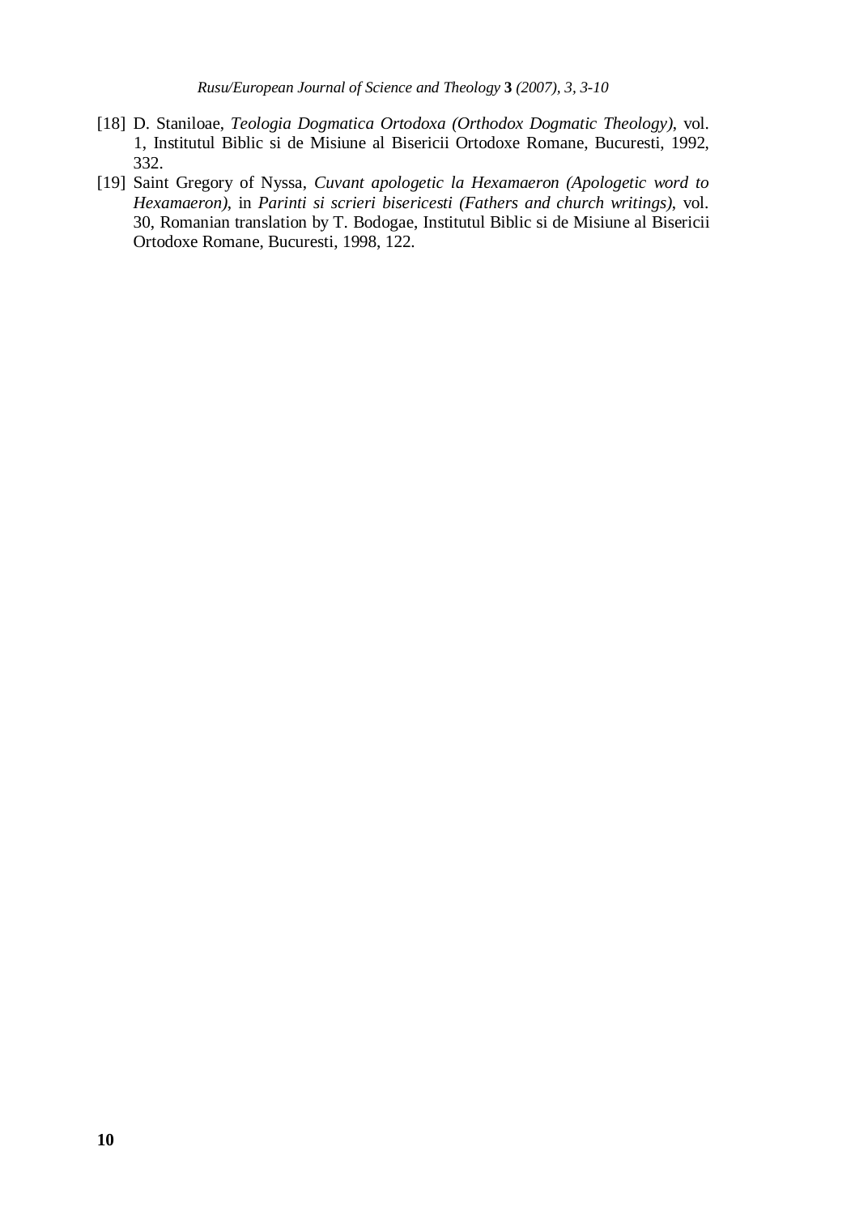[18] D. Staniloae, *Teologia Dogmatica Ortodoxa (Orthodox Dogmatic Theology)*, vol. 1, Institutul Biblic si de Misiune al Bisericii Ortodoxe Romane, Bucuresti, 1992, 332.

[19] Saint Gregory of Nyssa, *Cuvant apologetic la Hexamaeron (Apologetic word to Hexamaeron)*, in *Parinti si scrieri bisericesti (Fathers and church writings)*, vol. 30, Romanian translation by T. Bodogae, Institutul Biblic si de Misiune al Bisericii Ortodoxe Romane, Bucuresti, 1998, 122.